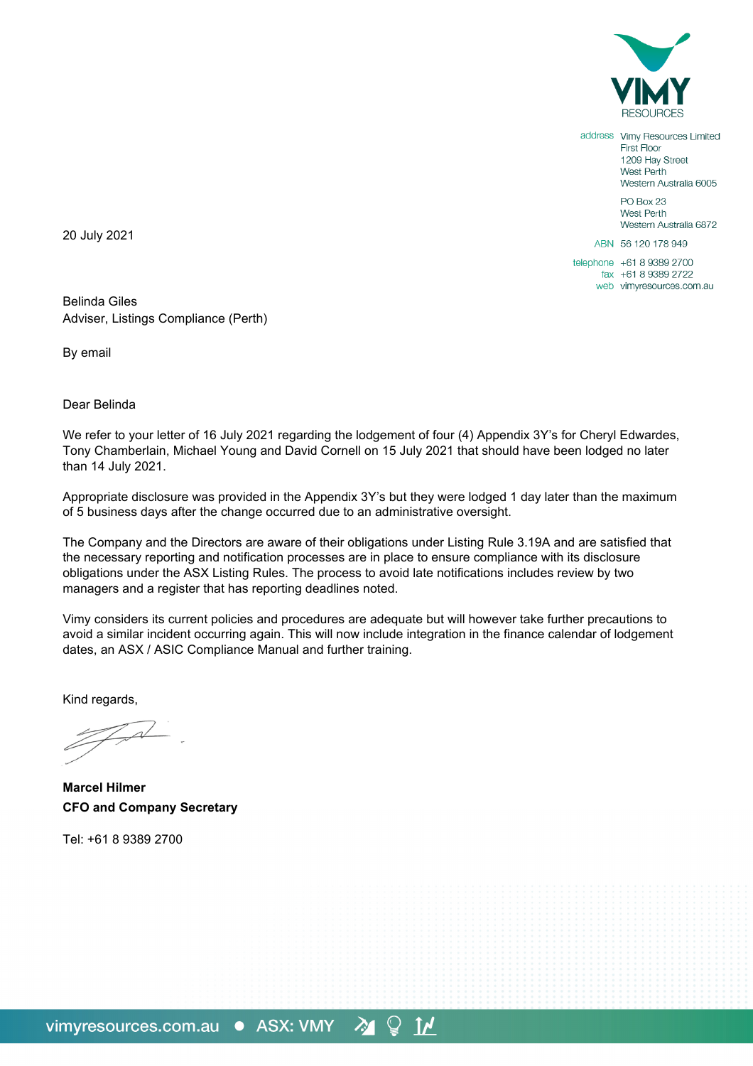VIMY RESOURCES

address Vimy Resources Limited
First Floor
1209 Hay Street
West Perth
Western Australia 6005

PO Box 23
West Perth
Western Australia 6872

ABN 56 120 178 949

telephone +61 8 9389 2700
fax +61 8 9389 2722
web vimyresources.com.au

20 July 2021

Belinda Giles
Adviser, Listings Compliance (Perth)

By email

Dear Belinda

We refer to your letter of 16 July 2021 regarding the lodgement of four (4) Appendix 3Y's for Cheryl Edwardes, Tony Chamberlain, Michael Young and David Cornell on 15 July 2021 that should have been lodged no later than 14 July 2021.

Appropriate disclosure was provided in the Appendix 3Y's but they were lodged 1 day later than the maximum of 5 business days after the change occurred due to an administrative oversight.

The Company and the Directors are aware of their obligations under Listing Rule 3.19A and are satisfied that the necessary reporting and notification processes are in place to ensure compliance with its disclosure obligations under the ASX Listing Rules. The process to avoid late notifications includes review by two managers and a register that has reporting deadlines noted.

Vimy considers its current policies and procedures are adequate but will however take further precautions to avoid a similar incident occurring again. This will now include integration in the finance calendar of lodgement dates, an ASX / ASIC Compliance Manual and further training.

Kind regards,

**Marcel Hilmer**
**CFO and Company Secretary**

Tel: +61 8 9389 2700

vimyresources.com.au ● ASX: VMY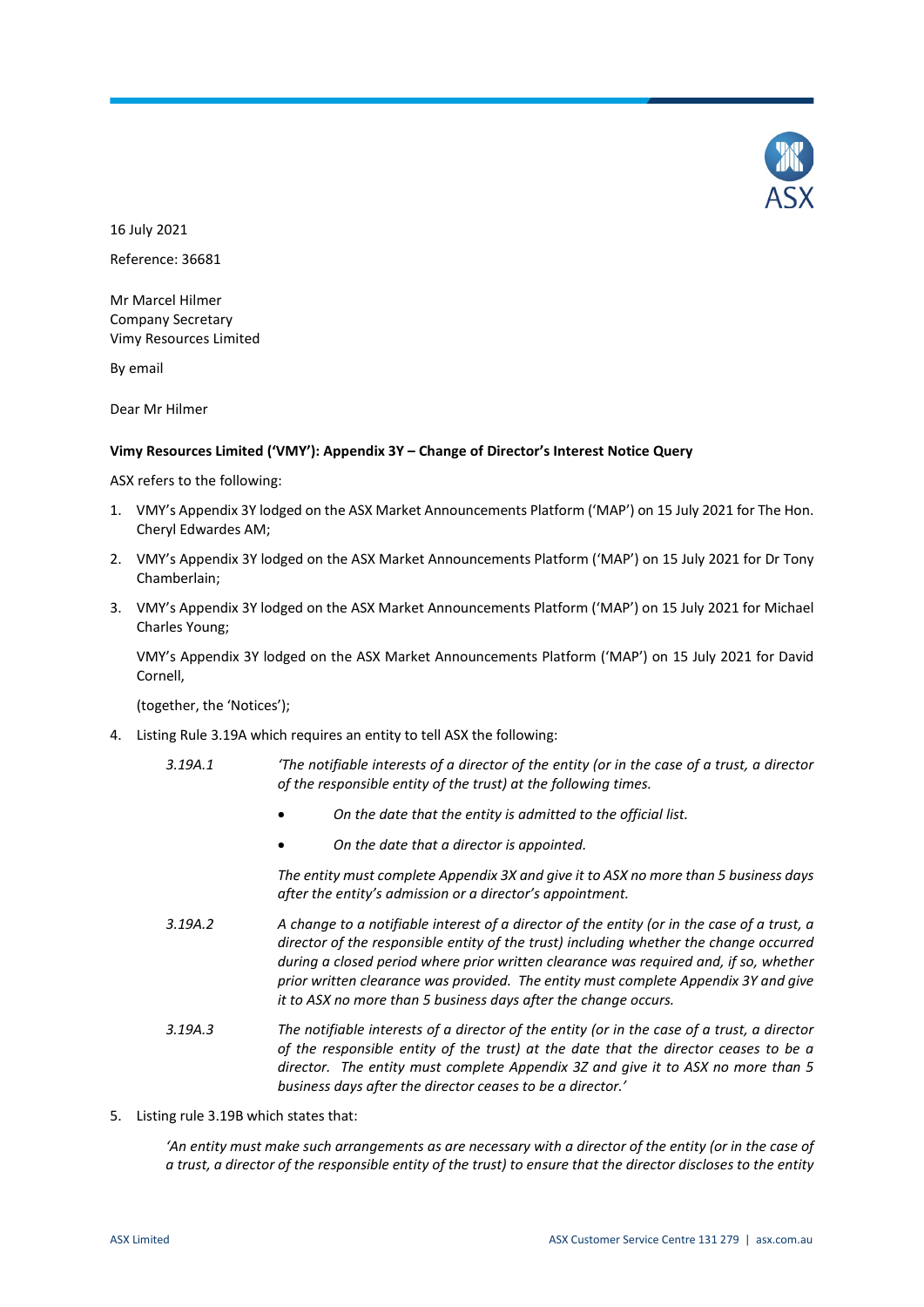16 July 2021

Reference: 36681

Mr Marcel Hilmer
Company Secretary
Vimy Resources Limited

By email

Dear Mr Hilmer

**Vimy Resources Limited ('VMY'): Appendix 3Y – Change of Director's Interest Notice Query**

ASX refers to the following:

1. VMY's Appendix 3Y lodged on the ASX Market Announcements Platform ('MAP') on 15 July 2021 for The Hon. Cheryl Edwardes AM;
2. VMY's Appendix 3Y lodged on the ASX Market Announcements Platform ('MAP') on 15 July 2021 for Dr Tony Chamberlain;
3. VMY's Appendix 3Y lodged on the ASX Market Announcements Platform ('MAP') on 15 July 2021 for Michael Charles Young;

   VMY's Appendix 3Y lodged on the ASX Market Announcements Platform ('MAP') on 15 July 2021 for David Cornell,

   (together, the 'Notices');

4. Listing Rule 3.19A which requires an entity to tell ASX the following:

   *3.19A.1* *'The notifiable interests of a director of the entity (or in the case of a trust, a director of the responsible entity of the trust) at the following times.*

   - *On the date that the entity is admitted to the official list.*
   - *On the date that a director is appointed.*

   *The entity must complete Appendix 3X and give it to ASX no more than 5 business days after the entity's admission or a director's appointment.*

   *3.19A.2* *A change to a notifiable interest of a director of the entity (or in the case of a trust, a director of the responsible entity of the trust) including whether the change occurred during a closed period where prior written clearance was required and, if so, whether prior written clearance was provided. The entity must complete Appendix 3Y and give it to ASX no more than 5 business days after the change occurs.*

   *3.19A.3* *The notifiable interests of a director of the entity (or in the case of a trust, a director of the responsible entity of the trust) at the date that the director ceases to be a director. The entity must complete Appendix 3Z and give it to ASX no more than 5 business days after the director ceases to be a director.'*

5. Listing rule 3.19B which states that:

   *'An entity must make such arrangements as are necessary with a director of the entity (or in the case of a trust, a director of the responsible entity of the trust) to ensure that the director discloses to the entity*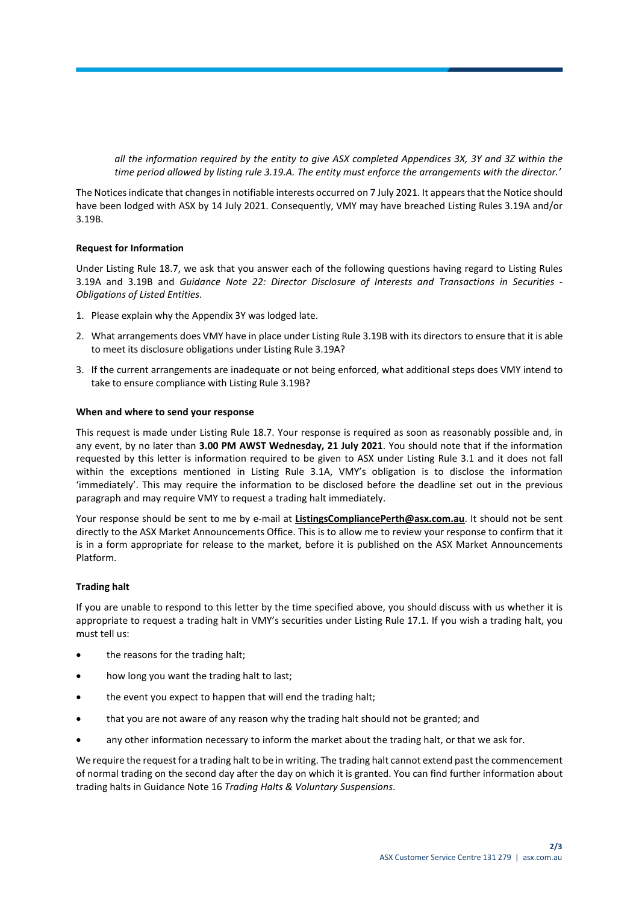*all the information required by the entity to give ASX completed Appendices 3X, 3Y and 3Z within the time period allowed by listing rule 3.19.A. The entity must enforce the arrangements with the director.'*

The Notices indicate that changes in notifiable interests occurred on 7 July 2021. It appears that the Notice should have been lodged with ASX by 14 July 2021. Consequently, VMY may have breached Listing Rules 3.19A and/or 3.19B.

**Request for Information**

Under Listing Rule 18.7, we ask that you answer each of the following questions having regard to Listing Rules 3.19A and 3.19B and *Guidance Note 22: Director Disclosure of Interests and Transactions in Securities - Obligations of Listed Entities*.

1. Please explain why the Appendix 3Y was lodged late.
2. What arrangements does VMY have in place under Listing Rule 3.19B with its directors to ensure that it is able to meet its disclosure obligations under Listing Rule 3.19A?
3. If the current arrangements are inadequate or not being enforced, what additional steps does VMY intend to take to ensure compliance with Listing Rule 3.19B?

**When and where to send your response**

This request is made under Listing Rule 18.7. Your response is required as soon as reasonably possible and, in any event, by no later than **3.00 PM AWST Wednesday, 21 July 2021**. You should note that if the information requested by this letter is information required to be given to ASX under Listing Rule 3.1 and it does not fall within the exceptions mentioned in Listing Rule 3.1A, VMY's obligation is to disclose the information 'immediately'. This may require the information to be disclosed before the deadline set out in the previous paragraph and may require VMY to request a trading halt immediately.

Your response should be sent to me by e-mail at **ListingsCompliancePerth@asx.com.au**. It should not be sent directly to the ASX Market Announcements Office. This is to allow me to review your response to confirm that it is in a form appropriate for release to the market, before it is published on the ASX Market Announcements Platform.

**Trading halt**

If you are unable to respond to this letter by the time specified above, you should discuss with us whether it is appropriate to request a trading halt in VMY's securities under Listing Rule 17.1. If you wish a trading halt, you must tell us:

- the reasons for the trading halt;
- how long you want the trading halt to last;
- the event you expect to happen that will end the trading halt;
- that you are not aware of any reason why the trading halt should not be granted; and
- any other information necessary to inform the market about the trading halt, or that we ask for.

We require the request for a trading halt to be in writing. The trading halt cannot extend past the commencement of normal trading on the second day after the day on which it is granted. You can find further information about trading halts in Guidance Note 16 *Trading Halts & Voluntary Suspensions*.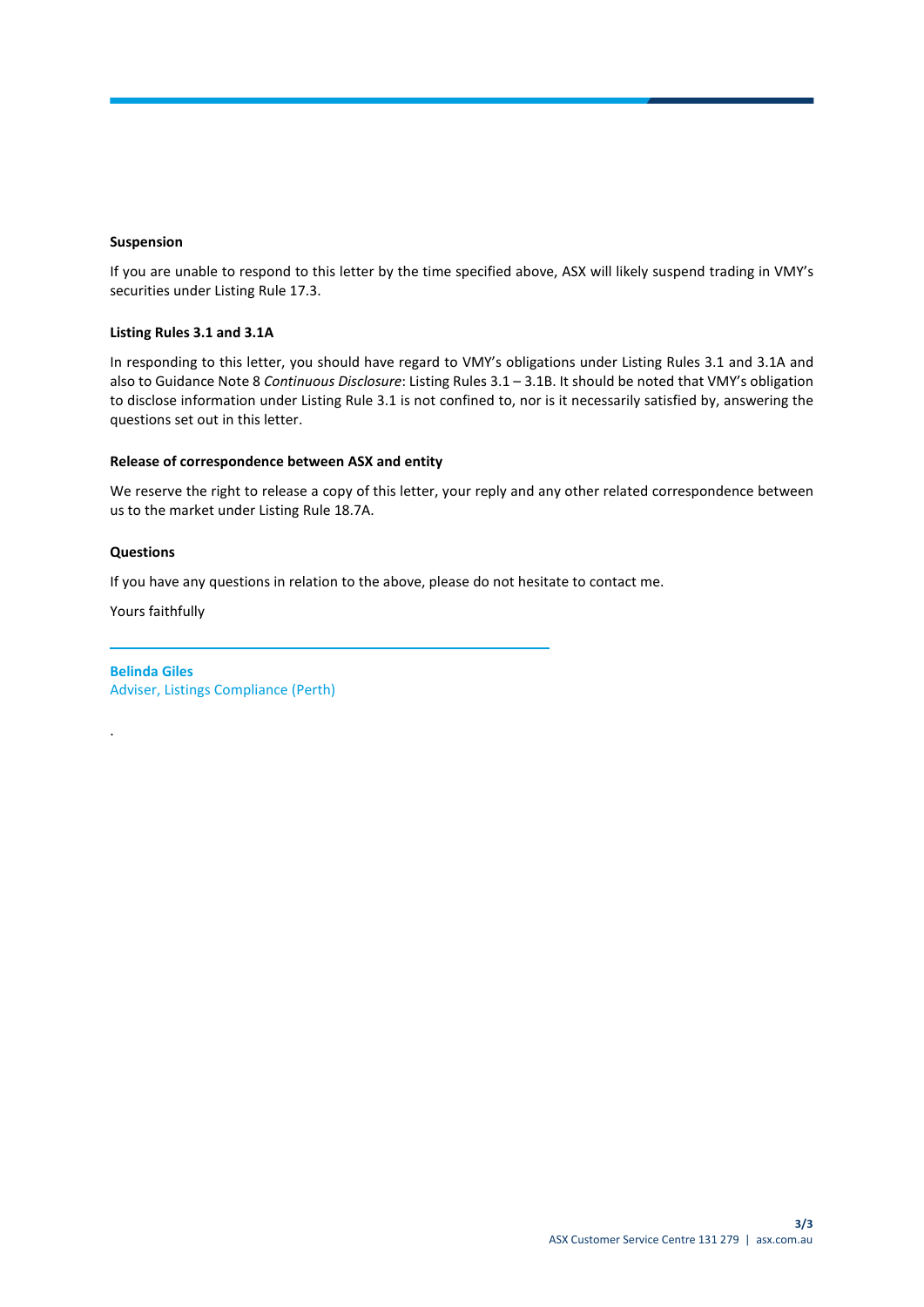**Suspension**

If you are unable to respond to this letter by the time specified above, ASX will likely suspend trading in VMY's securities under Listing Rule 17.3.

**Listing Rules 3.1 and 3.1A**

In responding to this letter, you should have regard to VMY's obligations under Listing Rules 3.1 and 3.1A and also to Guidance Note 8 *Continuous Disclosure*: Listing Rules 3.1 – 3.1B. It should be noted that VMY's obligation to disclose information under Listing Rule 3.1 is not confined to, nor is it necessarily satisfied by, answering the questions set out in this letter.

**Release of correspondence between ASX and entity**

We reserve the right to release a copy of this letter, your reply and any other related correspondence between us to the market under Listing Rule 18.7A.

**Questions**

If you have any questions in relation to the above, please do not hesitate to contact me.

Yours faithfully

**Belinda Giles**
Adviser, Listings Compliance (Perth)

.